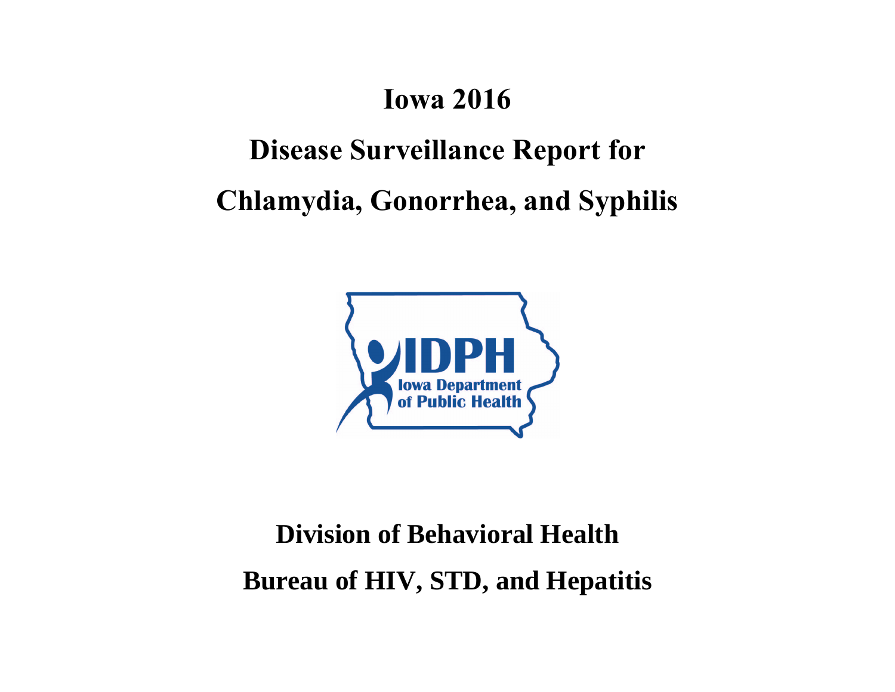# Iowa 2016

# Disease Surveillance Report for

# Chlamydia, Gonorrhea, and Syphilis

## Division of Behavioral Health

## Bureau of HIV, STD, and Hepatitis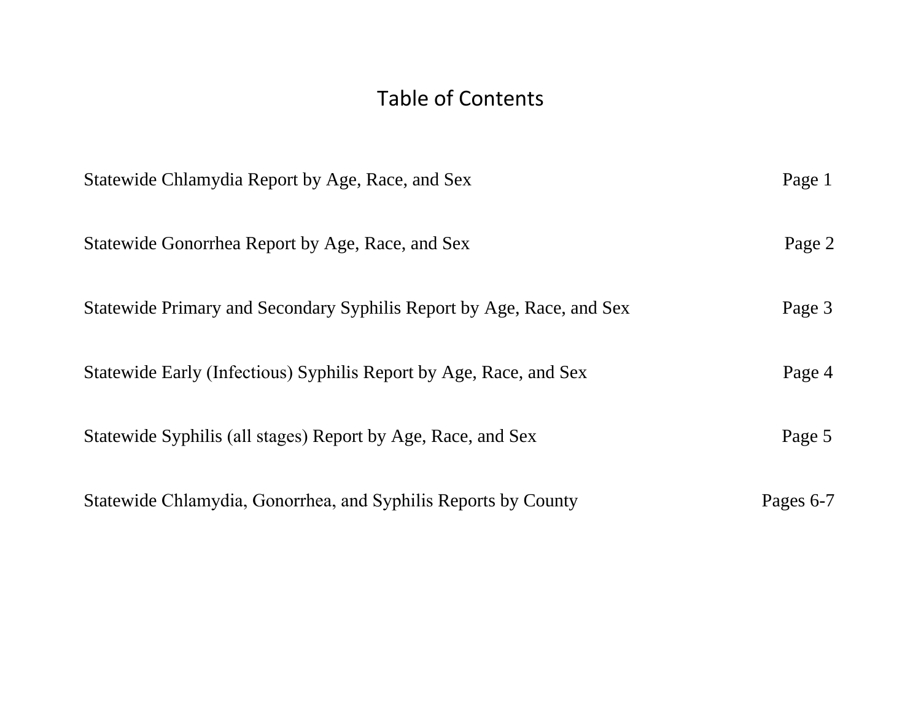# Table of Contents

| | |
|---|---|
| Statewide Chlamydia Report by Age, Race, and Sex | Page 1 |
| Statewide Gonorrhea Report by Age, Race, and Sex | Page 2 |
| Statewide Primary and Secondary Syphilis Report by Age, Race, and Sex | Page 3 |
| Statewide Early (Infectious) Syphilis Report by Age, Race, and Sex | Page 4 |
| Statewide Syphilis (all stages) Report by Age, Race, and Sex | Page 5 |
| Statewide Chlamydia, Gonorrhea, and Syphilis Reports by County | Pages 6-7 |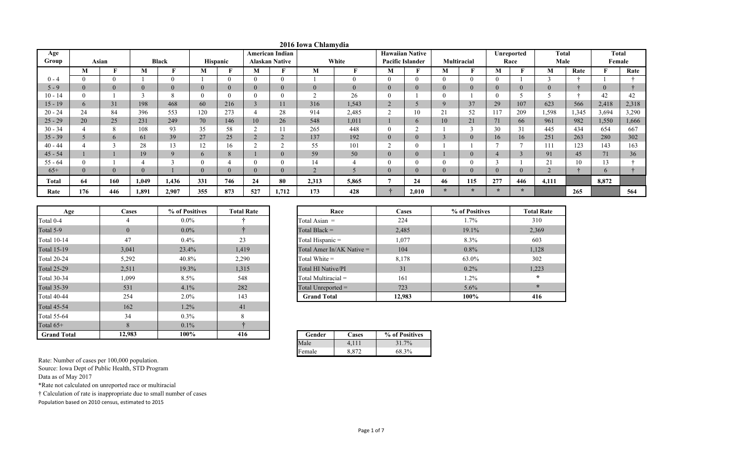# 2016 Iowa Chlamydia

| Age Group | Asian | | Black | | Hispanic | | American Indian Alaskan Native | | White | | Hawaiian Native Pacific Islander | | Multiracial | | Unreported Race | | Total Male | | Total Female | |
|---|---|---|---|---|---|---|---|---|---|---|---|---|---|---|---|---|---|---|---|---|
| | M | F | M | F | M | F | M | F | M | F | M | F | M | F | M | F | M | Rate | F | Rate |
| 0 - 4 | 0 | 0 | 1 | 0 | 1 | 0 | 0 | 0 | 1 | 0 | 0 | 0 | 0 | 0 | 0 | 1 | 3 | † | 1 | † |
| 5 - 9 | 0 | 0 | 0 | 0 | 0 | 0 | 0 | 0 | 0 | 0 | 0 | 0 | 0 | 0 | 0 | 0 | 0 | † | 0 | † |
| 10 - 14 | 0 | 1 | 3 | 8 | 0 | 0 | 0 | 0 | 2 | 26 | 0 | 1 | 0 | 1 | 0 | 5 | 5 | † | 42 | 42 |
| 15 - 19 | 6 | 31 | 198 | 468 | 60 | 216 | 3 | 11 | 316 | 1,543 | 2 | 5 | 9 | 37 | 29 | 107 | 623 | 566 | 2,418 | 2,318 |
| 20 - 24 | 24 | 84 | 396 | 553 | 120 | 273 | 4 | 28 | 914 | 2,485 | 2 | 10 | 21 | 52 | 117 | 209 | 1,598 | 1,345 | 3,694 | 3,290 |
| 25 - 29 | 20 | 25 | 231 | 249 | 70 | 146 | 10 | 26 | 548 | 1,011 | 1 | 6 | 10 | 21 | 71 | 66 | 961 | 982 | 1,550 | 1,666 |
| 30 - 34 | 4 | 8 | 108 | 93 | 35 | 58 | 2 | 11 | 265 | 448 | 0 | 2 | 1 | 3 | 30 | 31 | 445 | 434 | 654 | 667 |
| 35 - 39 | 5 | 6 | 61 | 39 | 27 | 25 | 2 | 2 | 137 | 192 | 0 | 0 | 3 | 0 | 16 | 16 | 251 | 263 | 280 | 302 |
| 40 - 44 | 4 | 3 | 28 | 13 | 12 | 16 | 2 | 2 | 55 | 101 | 2 | 0 | 1 | 1 | 7 | 7 | 111 | 123 | 143 | 163 |
| 45 - 54 | 1 | 1 | 19 | 9 | 6 | 8 | 1 | 0 | 59 | 50 | 0 | 0 | 1 | 0 | 4 | 3 | 91 | 45 | 71 | 36 |
| 55 - 64 | 0 | 1 | 4 | 3 | 0 | 4 | 0 | 0 | 14 | 4 | 0 | 0 | 0 | 0 | 3 | 1 | 21 | 10 | 13 | † |
| 65+ | 0 | 0 | 0 | 1 | 0 | 0 | 0 | 0 | 2 | 5 | 0 | 0 | 0 | 0 | 0 | 0 | 2 | † | 6 | † |
| **Total** | **64** | **160** | **1,049** | **1,436** | **331** | **746** | **24** | **80** | **2,313** | **5,865** | **7** | **24** | **46** | **115** | **277** | **446** | **4,111** | | **8,872** | |
| **Rate** | **176** | **446** | **1,891** | **2,907** | **355** | **873** | **527** | **1,712** | **173** | **428** | **†** | **2,010** | **\*** | **\*** | **\*** | **\*** | | **265** | | **564** |

| Age | Cases | % of Positives | Total Rate |
|---|---|---|---|
| Total 0-4 | 4 | 0.0% | † |
| Total 5-9 | 0 | 0.0% | † |
| Total 10-14 | 47 | 0.4% | 23 |
| Total 15-19 | 3,041 | 23.4% | 1,419 |
| Total 20-24 | 5,292 | 40.8% | 2,290 |
| Total 25-29 | 2,511 | 19.3% | 1,315 |
| Total 30-34 | 1,099 | 8.5% | 548 |
| Total 35-39 | 531 | 4.1% | 282 |
| Total 40-44 | 254 | 2.0% | 143 |
| Total 45-54 | 162 | 1.2% | 41 |
| Total 55-64 | 34 | 0.3% | 8 |
| Total 65+ | 8 | 0.1% | † |
| **Grand Total** | **12,983** | **100%** | **416** |

| Race | Cases | % of Positives | Total Rate |
|---|---|---|---|
| Total Asian = | 224 | 1.7% | 310 |
| Total Black = | 2,485 | 19.1% | 2,369 |
| Total Hispanic = | 1,077 | 8.3% | 603 |
| Total Amer In/AK Native = | 104 | 0.8% | 1,128 |
| Total White = | 8,178 | 63.0% | 302 |
| Total HI Native/PI | 31 | 0.2% | 1,223 |
| Total Multiracial = | 161 | 1.2% | * |
| Total Unreported = | 723 | 5.6% | * |
| **Grand Total** | **12,983** | **100%** | **416** |

| Gender | Cases | % of Positives |
|---|---|---|
| Male | 4,111 | 31.7% |
| Female | 8,872 | 68.3% |

Rate: Number of cases per 100,000 population.
Source: Iowa Dept of Public Health, STD Program
Data as of May 2017
*Rate not calculated on unreported race or multiracial
† Calculation of rate is inappropriate due to small number of cases
Population based on 2010 census, estimated to 2015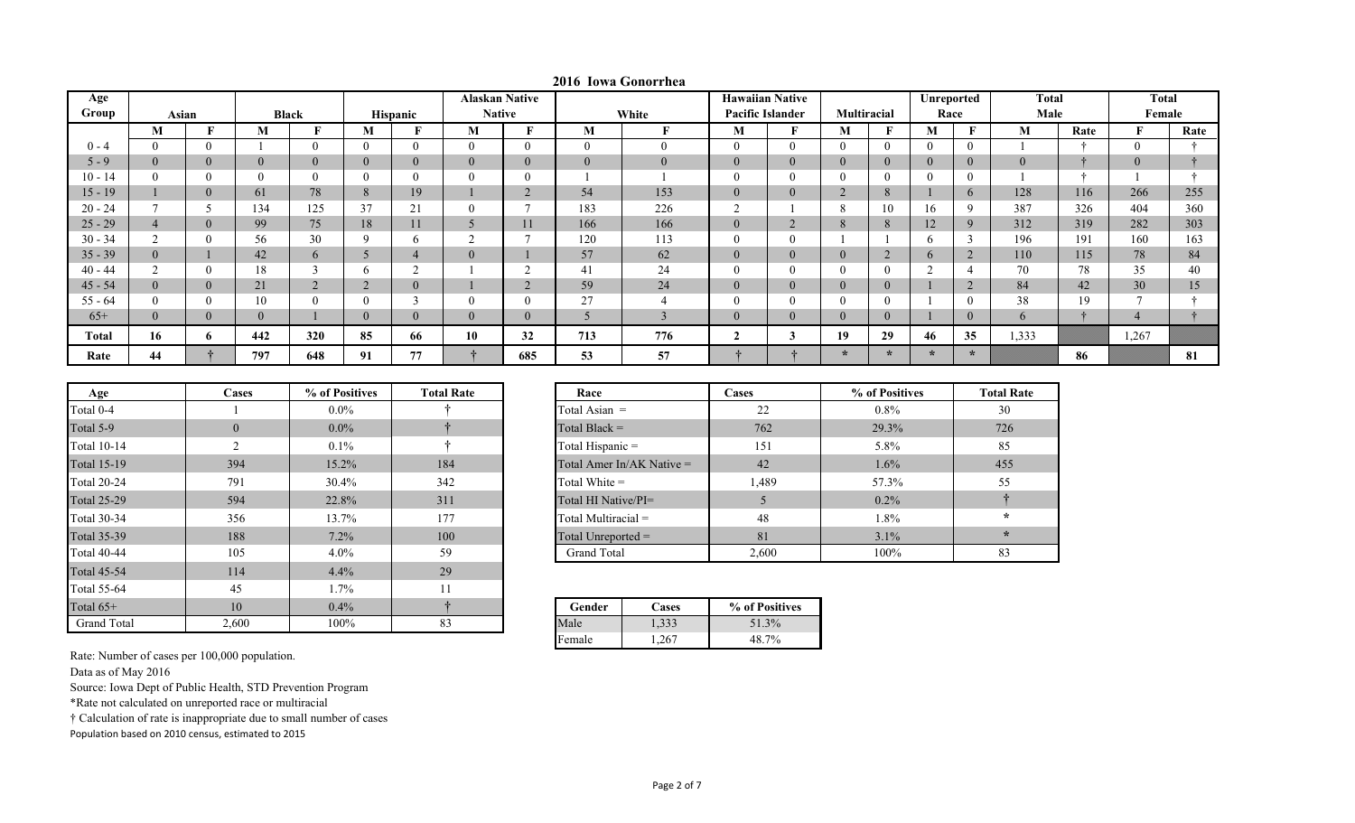# 2016 Iowa Gonorrhea

| Age Group | Asian | | Black | | Hispanic | | Alaskan Native Native | | White | | Hawaiian Native Pacific Islander | | Multiracial | | Unreported Race | | Total Male | | Total Female | |
|---|---|---|---|---|---|---|---|---|---|---|---|---|---|---|---|---|---|---|---|---|
| | M | F | M | F | M | F | M | F | M | F | M | F | M | F | M | F | M | Rate | F | Rate |
| 0 - 4 | 0 | 0 | 1 | 0 | 0 | 0 | 0 | 0 | 0 | 0 | 0 | 0 | 0 | 0 | 0 | 0 | 1 | † | 0 | † |
| 5 - 9 | 0 | 0 | 0 | 0 | 0 | 0 | 0 | 0 | 0 | 0 | 0 | 0 | 0 | 0 | 0 | 0 | 0 | † | 0 | † |
| 10 - 14 | 0 | 0 | 0 | 0 | 0 | 0 | 0 | 0 | 1 | 1 | 0 | 0 | 0 | 0 | 0 | 0 | 1 | † | 1 | † |
| 15 - 19 | 1 | 0 | 61 | 78 | 8 | 19 | 1 | 2 | 54 | 153 | 0 | 0 | 2 | 8 | 1 | 6 | 128 | 116 | 266 | 255 |
| 20 - 24 | 7 | 5 | 134 | 125 | 37 | 21 | 0 | 7 | 183 | 226 | 2 | 1 | 8 | 10 | 16 | 9 | 387 | 326 | 404 | 360 |
| 25 - 29 | 4 | 0 | 99 | 75 | 18 | 11 | 5 | 11 | 166 | 166 | 0 | 2 | 8 | 8 | 12 | 9 | 312 | 319 | 282 | 303 |
| 30 - 34 | 2 | 0 | 56 | 30 | 9 | 6 | 2 | 7 | 120 | 113 | 0 | 0 | 1 | 1 | 6 | 3 | 196 | 191 | 160 | 163 |
| 35 - 39 | 0 | 1 | 42 | 6 | 5 | 4 | 0 | 1 | 57 | 62 | 0 | 0 | 0 | 2 | 6 | 2 | 110 | 115 | 78 | 84 |
| 40 - 44 | 2 | 0 | 18 | 3 | 6 | 2 | 1 | 2 | 41 | 24 | 0 | 0 | 0 | 0 | 2 | 4 | 70 | 78 | 35 | 40 |
| 45 - 54 | 0 | 0 | 21 | 2 | 2 | 0 | 1 | 2 | 59 | 24 | 0 | 0 | 0 | 0 | 1 | 2 | 84 | 42 | 30 | 15 |
| 55 - 64 | 0 | 0 | 10 | 0 | 0 | 3 | 0 | 0 | 27 | 4 | 0 | 0 | 0 | 0 | 1 | 0 | 38 | 19 | 7 | † |
| 65+ | 0 | 0 | 0 | 1 | 0 | 0 | 0 | 0 | 5 | 3 | 0 | 0 | 0 | 0 | 1 | 0 | 6 | † | 4 | † |
| **Total** | **16** | **6** | **442** | **320** | **85** | **66** | **10** | **32** | **713** | **776** | **2** | **3** | **19** | **29** | **46** | **35** | 1,333 | | 1,267 | |
| **Rate** | **44** | † | **797** | **648** | **91** | **77** | † | **685** | **53** | **57** | † | † | * | * | * | * | | **86** | | **81** |

| Age | Cases | % of Positives | Total Rate |
|---|---|---|---|
| Total 0-4 | 1 | 0.0% | † |
| Total 5-9 | 0 | 0.0% | † |
| Total 10-14 | 2 | 0.1% | † |
| Total 15-19 | 394 | 15.2% | 184 |
| Total 20-24 | 791 | 30.4% | 342 |
| Total 25-29 | 594 | 22.8% | 311 |
| Total 30-34 | 356 | 13.7% | 177 |
| Total 35-39 | 188 | 7.2% | 100 |
| Total 40-44 | 105 | 4.0% | 59 |
| Total 45-54 | 114 | 4.4% | 29 |
| Total 55-64 | 45 | 1.7% | 11 |
| Total 65+ | 10 | 0.4% | † |
| Grand Total | 2,600 | 100% | 83 |

| Race | Cases | % of Positives | Total Rate |
|---|---|---|---|
| Total Asian = | 22 | 0.8% | 30 |
| Total Black = | 762 | 29.3% | 726 |
| Total Hispanic = | 151 | 5.8% | 85 |
| Total Amer In/AK Native = | 42 | 1.6% | 455 |
| Total White = | 1,489 | 57.3% | 55 |
| Total HI Native/PI= | 5 | 0.2% | † |
| Total Multiracial = | 48 | 1.8% | * |
| Total Unreported = | 81 | 3.1% | * |
| Grand Total | 2,600 | 100% | 83 |

| Gender | Cases | % of Positives |
|---|---|---|
| Male | 1,333 | 51.3% |
| Female | 1,267 | 48.7% |

Rate: Number of cases per 100,000 population.

Data as of May 2016

Source: Iowa Dept of Public Health, STD Prevention Program

*Rate not calculated on unreported race or multiracial

† Calculation of rate is inappropriate due to small number of cases

Population based on 2010 census, estimated to 2015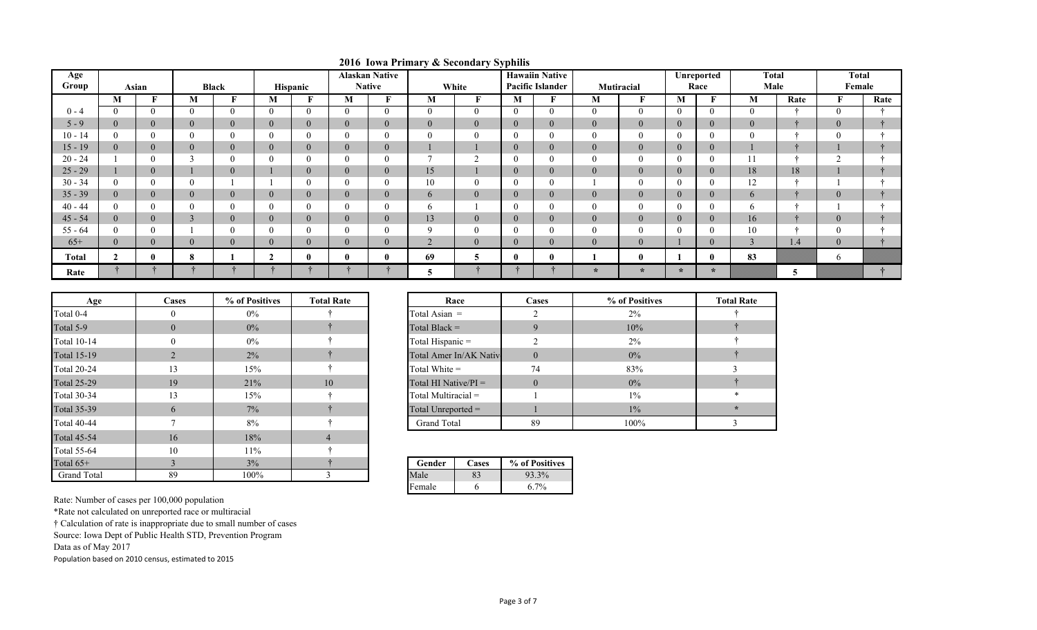# 2016 Iowa Primary & Secondary Syphilis

| Age Group | Asian | | Black | | Hispanic | | Alaskan Native Native | | White | | Hawaiin Native Pacific Islander | | Mutiracial | | Unreported Race | | Total Male | | Total Female | |
|---|---|---|---|---|---|---|---|---|---|---|---|---|---|---|---|---|---|---|---|---|
| | M | F | M | F | M | F | M | F | M | F | M | F | M | F | M | F | M | Rate | F | Rate |
| 0 - 4 | 0 | 0 | 0 | 0 | 0 | 0 | 0 | 0 | 0 | 0 | 0 | 0 | 0 | 0 | 0 | 0 | 0 | † | 0 | † |
| 5 - 9 | 0 | 0 | 0 | 0 | 0 | 0 | 0 | 0 | 0 | 0 | 0 | 0 | 0 | 0 | 0 | 0 | 0 | † | 0 | † |
| 10 - 14 | 0 | 0 | 0 | 0 | 0 | 0 | 0 | 0 | 0 | 0 | 0 | 0 | 0 | 0 | 0 | 0 | 0 | † | 0 | † |
| 15 - 19 | 0 | 0 | 0 | 0 | 0 | 0 | 0 | 0 | 1 | 1 | 0 | 0 | 0 | 0 | 0 | 0 | 1 | † | 1 | † |
| 20 - 24 | 1 | 0 | 3 | 0 | 0 | 0 | 0 | 0 | 7 | 2 | 0 | 0 | 0 | 0 | 0 | 0 | 11 | † | 2 | † |
| 25 - 29 | 1 | 0 | 1 | 0 | 1 | 0 | 0 | 0 | 15 | 1 | 0 | 0 | 0 | 0 | 0 | 0 | 18 | 18 | 1 | † |
| 30 - 34 | 0 | 0 | 0 | 1 | 1 | 0 | 0 | 0 | 10 | 0 | 0 | 0 | 1 | 0 | 0 | 0 | 12 | † | 1 | † |
| 35 - 39 | 0 | 0 | 0 | 0 | 0 | 0 | 0 | 0 | 6 | 0 | 0 | 0 | 0 | 0 | 0 | 0 | 6 | † | 0 | † |
| 40 - 44 | 0 | 0 | 0 | 0 | 0 | 0 | 0 | 0 | 6 | 1 | 0 | 0 | 0 | 0 | 0 | 0 | 6 | † | 1 | † |
| 45 - 54 | 0 | 0 | 3 | 0 | 0 | 0 | 0 | 0 | 13 | 0 | 0 | 0 | 0 | 0 | 0 | 0 | 16 | † | 0 | † |
| 55 - 64 | 0 | 0 | 1 | 0 | 0 | 0 | 0 | 0 | 9 | 0 | 0 | 0 | 0 | 0 | 0 | 0 | 10 | † | 0 | † |
| 65+ | 0 | 0 | 0 | 0 | 0 | 0 | 0 | 0 | 2 | 0 | 0 | 0 | 0 | 0 | 1 | 0 | 3 | 1.4 | 0 | † |
| **Total** | **2** | **0** | **8** | **1** | **2** | **0** | **0** | **0** | **69** | **5** | **0** | **0** | **1** | **0** | **1** | **0** | **83** | | **6** | |
| **Rate** | † | † | † | † | † | † | † | † | **5** | † | † | † | * | * | * | * | | **5** | | † |

| Age | Cases | % of Positives | Total Rate |
|---|---|---|---|
| Total 0-4 | 0 | 0% | † |
| Total 5-9 | 0 | 0% | † |
| Total 10-14 | 0 | 0% | † |
| Total 15-19 | 2 | 2% | † |
| Total 20-24 | 13 | 15% | † |
| Total 25-29 | 19 | 21% | 10 |
| Total 30-34 | 13 | 15% | † |
| Total 35-39 | 6 | 7% | † |
| Total 40-44 | 7 | 8% | † |
| Total 45-54 | 16 | 18% | 4 |
| Total 55-64 | 10 | 11% | † |
| Total 65+ | 3 | 3% | † |
| Grand Total | 89 | 100% | 3 |

| Race | Cases | % of Positives | Total Rate |
|---|---|---|---|
| Total Asian = | 2 | 2% | † |
| Total Black = | 9 | 10% | † |
| Total Hispanic = | 2 | 2% | † |
| Total Amer In/AK Nativ | 0 | 0% | † |
| Total White = | 74 | 83% | 3 |
| Total HI Native/PI = | 0 | 0% | † |
| Total Multiracial = | 1 | 1% | * |
| Total Unreported = | 1 | 1% | * |
| Grand Total | 89 | 100% | 3 |

| Gender | Cases | % of Positives |
|---|---|---|
| Male | 83 | 93.3% |
| Female | 6 | 6.7% |

Rate: Number of cases per 100,000 population

*Rate not calculated on unreported race or multiracial

† Calculation of rate is inappropriate due to small number of cases

Source: Iowa Dept of Public Health STD, Prevention Program

Data as of May 2017

Population based on 2010 census, estimated to 2015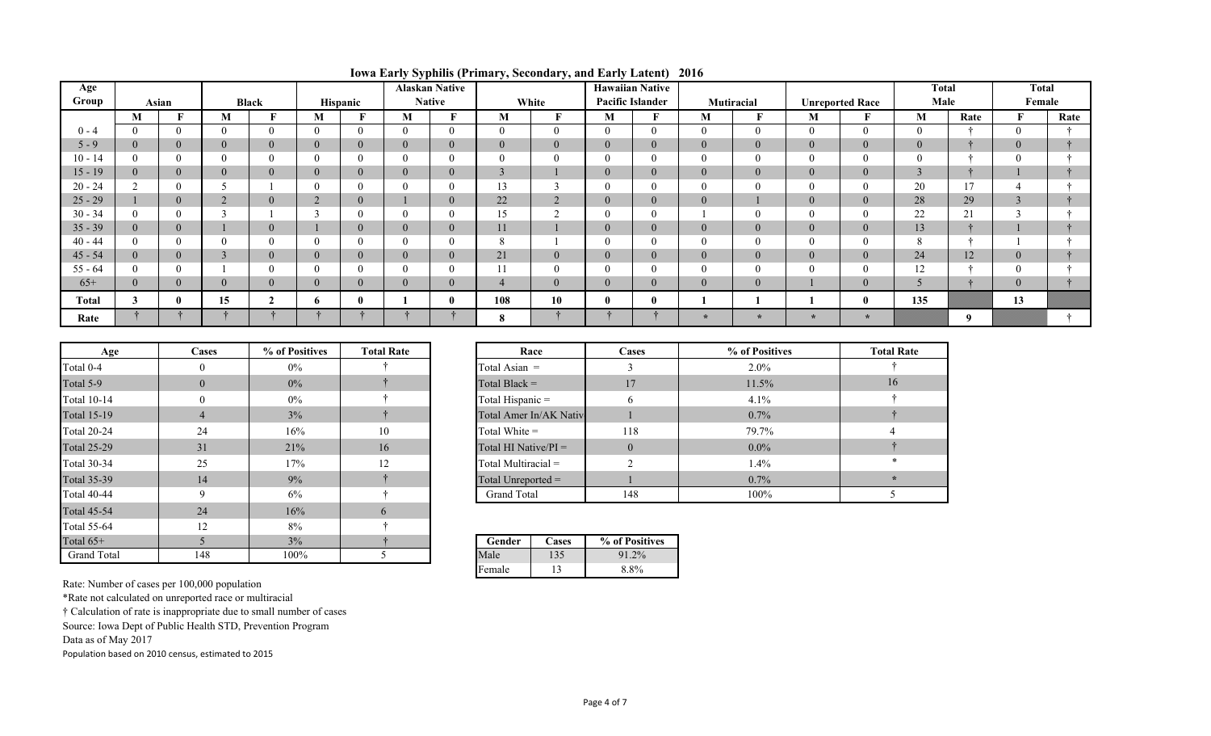# Iowa Early Syphilis (Primary, Secondary, and Early Latent) 2016

| Age Group | Asian | | Black | | Hispanic | | Alaskan Native Native | | White | | Hawaiian Native Pacific Islander | | Mutiracial | | Unreported Race | | Total Male | | Total Female | |
|---|---|---|---|---|---|---|---|---|---|---|---|---|---|---|---|---|---|---|---|---|
| | M | F | M | F | M | F | M | F | M | F | M | F | M | F | M | F | M | Rate | F | Rate |
| 0 - 4 | 0 | 0 | 0 | 0 | 0 | 0 | 0 | 0 | 0 | 0 | 0 | 0 | 0 | 0 | 0 | 0 | 0 | † | 0 | † |
| 5 - 9 | 0 | 0 | 0 | 0 | 0 | 0 | 0 | 0 | 0 | 0 | 0 | 0 | 0 | 0 | 0 | 0 | 0 | † | 0 | † |
| 10 - 14 | 0 | 0 | 0 | 0 | 0 | 0 | 0 | 0 | 0 | 0 | 0 | 0 | 0 | 0 | 0 | 0 | 0 | † | 0 | † |
| 15 - 19 | 0 | 0 | 0 | 0 | 0 | 0 | 0 | 0 | 3 | 1 | 0 | 0 | 0 | 0 | 0 | 0 | 3 | † | 1 | † |
| 20 - 24 | 2 | 0 | 5 | 1 | 0 | 0 | 0 | 0 | 13 | 3 | 0 | 0 | 0 | 0 | 0 | 0 | 20 | 17 | 4 | † |
| 25 - 29 | 1 | 0 | 2 | 0 | 2 | 0 | 1 | 0 | 22 | 2 | 0 | 0 | 0 | 1 | 0 | 0 | 28 | 29 | 3 | † |
| 30 - 34 | 0 | 0 | 3 | 1 | 3 | 0 | 0 | 0 | 15 | 2 | 0 | 0 | 1 | 0 | 0 | 0 | 22 | 21 | 3 | † |
| 35 - 39 | 0 | 0 | 1 | 0 | 1 | 0 | 0 | 0 | 11 | 1 | 0 | 0 | 0 | 0 | 0 | 0 | 13 | † | 1 | † |
| 40 - 44 | 0 | 0 | 0 | 0 | 0 | 0 | 0 | 0 | 8 | 1 | 0 | 0 | 0 | 0 | 0 | 0 | 8 | † | 1 | † |
| 45 - 54 | 0 | 0 | 3 | 0 | 0 | 0 | 0 | 0 | 21 | 0 | 0 | 0 | 0 | 0 | 0 | 0 | 24 | 12 | 0 | † |
| 55 - 64 | 0 | 0 | 1 | 0 | 0 | 0 | 0 | 0 | 11 | 0 | 0 | 0 | 0 | 0 | 0 | 0 | 12 | † | 0 | † |
| 65+ | 0 | 0 | 0 | 0 | 0 | 0 | 0 | 0 | 4 | 0 | 0 | 0 | 0 | 0 | 1 | 0 | 5 | † | 0 | † |
| **Total** | **3** | **0** | **15** | **2** | **6** | **0** | **1** | **0** | **108** | **10** | **0** | **0** | **1** | **1** | **1** | **0** | **135** | | **13** | |
| **Rate** | † | † | † | † | † | † | † | † | **8** | † | † | † | * | * | * | * | | **9** | | † |

| Age | Cases | % of Positives | Total Rate |
|---|---|---|---|
| Total 0-4 | 0 | 0% | † |
| Total 5-9 | 0 | 0% | † |
| Total 10-14 | 0 | 0% | † |
| Total 15-19 | 4 | 3% | † |
| Total 20-24 | 24 | 16% | 10 |
| Total 25-29 | 31 | 21% | 16 |
| Total 30-34 | 25 | 17% | 12 |
| Total 35-39 | 14 | 9% | † |
| Total 40-44 | 9 | 6% | † |
| Total 45-54 | 24 | 16% | 6 |
| Total 55-64 | 12 | 8% | † |
| Total 65+ | 5 | 3% | † |
| Grand Total | 148 | 100% | 5 |

| Race | Cases | % of Positives | Total Rate |
|---|---|---|---|
| Total Asian = | 3 | 2.0% | † |
| Total Black = | 17 | 11.5% | 16 |
| Total Hispanic = | 6 | 4.1% | † |
| Total Amer In/AK Nativ | 1 | 0.7% | † |
| Total White = | 118 | 79.7% | 4 |
| Total HI Native/PI = | 0 | 0.0% | † |
| Total Multiracial = | 2 | 1.4% | * |
| Total Unreported = | 1 | 0.7% | * |
| Grand Total | 148 | 100% | 5 |

| Gender | Cases | % of Positives |
|---|---|---|
| Male | 135 | 91.2% |
| Female | 13 | 8.8% |

Rate: Number of cases per 100,000 population

*Rate not calculated on unreported race or multiracial

† Calculation of rate is inappropriate due to small number of cases

Source: Iowa Dept of Public Health STD, Prevention Program

Data as of May 2017

Population based on 2010 census, estimated to 2015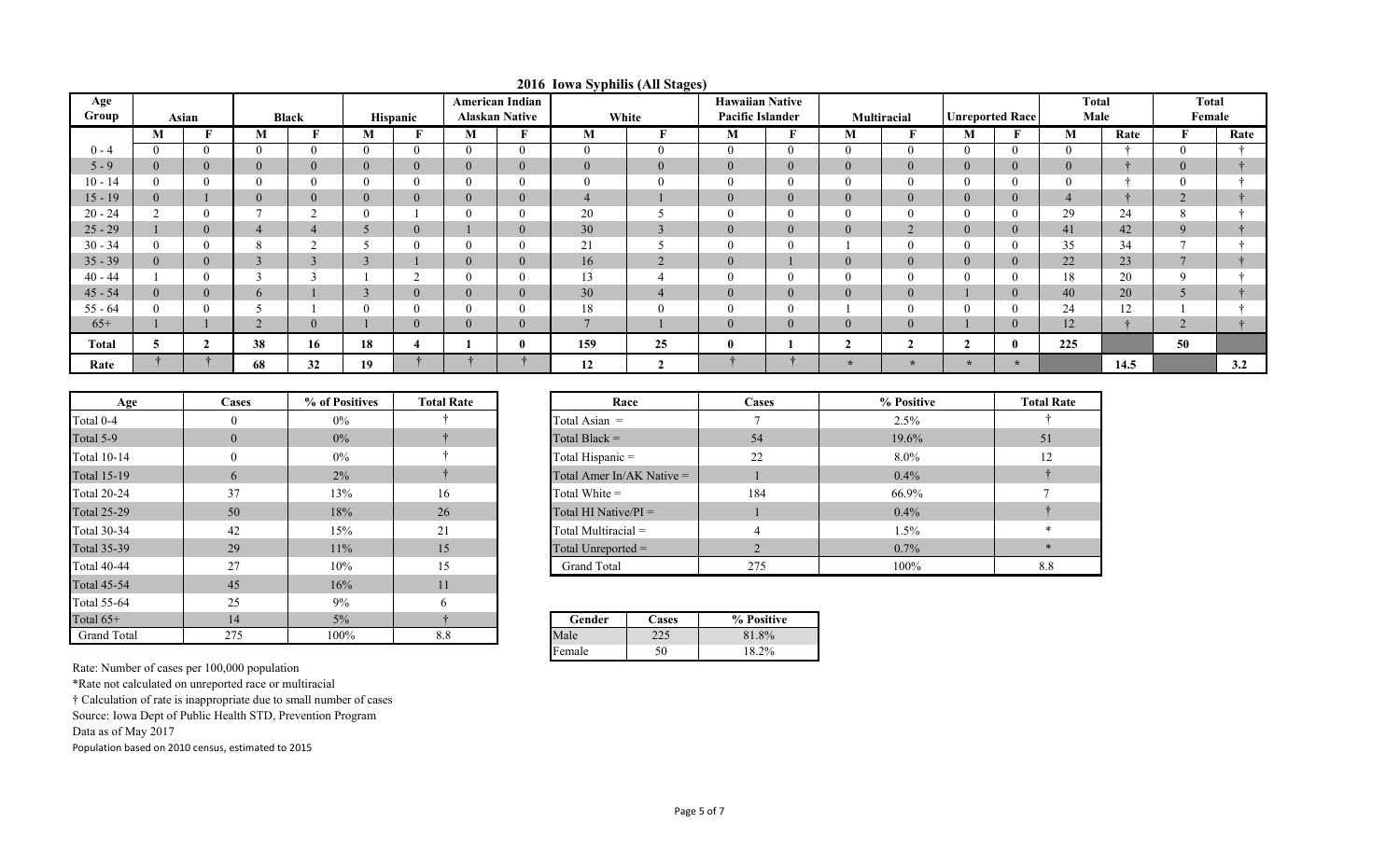# 2016 Iowa Syphilis (All Stages)

| Age Group | Asian | | Black | | Hispanic | | American Indian Alaskan Native | | White | | Hawaiian Native Pacific Islander | | Multiracial | | Unreported Race | | Total Male | | Total Female | |
|---|---|---|---|---|---|---|---|---|---|---|---|---|---|---|---|---|---|---|---|---|
| | M | F | M | F | M | F | M | F | M | F | M | F | M | F | M | F | M | Rate | F | Rate |
| 0 - 4 | 0 | 0 | 0 | 0 | 0 | 0 | 0 | 0 | 0 | 0 | 0 | 0 | 0 | 0 | 0 | 0 | 0 | † | 0 | † |
| 5 - 9 | 0 | 0 | 0 | 0 | 0 | 0 | 0 | 0 | 0 | 0 | 0 | 0 | 0 | 0 | 0 | 0 | 0 | † | 0 | † |
| 10 - 14 | 0 | 0 | 0 | 0 | 0 | 0 | 0 | 0 | 0 | 0 | 0 | 0 | 0 | 0 | 0 | 0 | 0 | † | 0 | † |
| 15 - 19 | 0 | 1 | 0 | 0 | 0 | 0 | 0 | 0 | 4 | 1 | 0 | 0 | 0 | 0 | 0 | 0 | 4 | † | 2 | † |
| 20 - 24 | 2 | 0 | 7 | 2 | 0 | 1 | 0 | 0 | 20 | 5 | 0 | 0 | 0 | 0 | 0 | 0 | 29 | 24 | 8 | † |
| 25 - 29 | 1 | 0 | 4 | 4 | 5 | 0 | 1 | 0 | 30 | 3 | 0 | 0 | 0 | 2 | 0 | 0 | 41 | 42 | 9 | † |
| 30 - 34 | 0 | 0 | 8 | 2 | 5 | 0 | 0 | 0 | 21 | 5 | 0 | 0 | 1 | 0 | 0 | 0 | 35 | 34 | 7 | † |
| 35 - 39 | 0 | 0 | 3 | 3 | 3 | 1 | 0 | 0 | 16 | 2 | 0 | 1 | 0 | 0 | 0 | 0 | 22 | 23 | 7 | † |
| 40 - 44 | 1 | 0 | 3 | 3 | 1 | 2 | 0 | 0 | 13 | 4 | 0 | 0 | 0 | 0 | 0 | 0 | 18 | 20 | 9 | † |
| 45 - 54 | 0 | 0 | 6 | 1 | 3 | 0 | 0 | 0 | 30 | 4 | 0 | 0 | 0 | 0 | 1 | 0 | 40 | 20 | 5 | † |
| 55 - 64 | 0 | 0 | 5 | 1 | 0 | 0 | 0 | 0 | 18 | 0 | 0 | 0 | 1 | 0 | 0 | 0 | 24 | 12 | 1 | † |
| 65+ | 1 | 1 | 2 | 0 | 1 | 0 | 0 | 0 | 7 | 1 | 0 | 0 | 0 | 0 | 1 | 0 | 12 | † | 2 | † |
| **Total** | **5** | **2** | **38** | **16** | **18** | **4** | **1** | **0** | **159** | **25** | **0** | **1** | **2** | **2** | **2** | **0** | **225** | | **50** | |
| **Rate** | † | † | **68** | **32** | **19** | † | † | † | **12** | **2** | † | † | * | * | * | * | | **14.5** | | **3.2** |

| Age | Cases | % of Positives | Total Rate |
|---|---|---|---|
| Total 0-4 | 0 | 0% | † |
| Total 5-9 | 0 | 0% | † |
| Total 10-14 | 0 | 0% | † |
| Total 15-19 | 6 | 2% | † |
| Total 20-24 | 37 | 13% | 16 |
| Total 25-29 | 50 | 18% | 26 |
| Total 30-34 | 42 | 15% | 21 |
| Total 35-39 | 29 | 11% | 15 |
| Total 40-44 | 27 | 10% | 15 |
| Total 45-54 | 45 | 16% | 11 |
| Total 55-64 | 25 | 9% | 6 |
| Total 65+ | 14 | 5% | † |
| Grand Total | 275 | 100% | 8.8 |

| Race | Cases | % Positive | Total Rate |
|---|---|---|---|
| Total Asian = | 7 | 2.5% | † |
| Total Black = | 54 | 19.6% | 51 |
| Total Hispanic = | 22 | 8.0% | 12 |
| Total Amer In/AK Native = | 1 | 0.4% | † |
| Total White = | 184 | 66.9% | 7 |
| Total HI Native/PI = | 1 | 0.4% | † |
| Total Multiracial = | 4 | 1.5% | * |
| Total Unreported = | 2 | 0.7% | * |
| Grand Total | 275 | 100% | 8.8 |

| Gender | Cases | % Positive |
|---|---|---|
| Male | 225 | 81.8% |
| Female | 50 | 18.2% |

Rate: Number of cases per 100,000 population

*Rate not calculated on unreported race or multiracial

† Calculation of rate is inappropriate due to small number of cases

Source: Iowa Dept of Public Health STD, Prevention Program

Data as of May 2017

Population based on 2010 census, estimated to 2015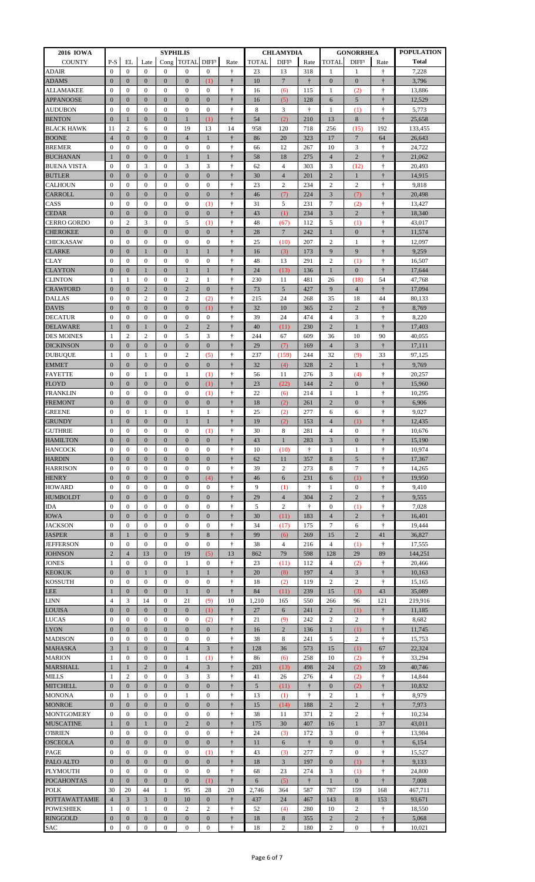| 2016 IOWA | SYPHILIS | | | | | | | CHLAMYDIA | | | GONORRHEA | | | POPULATION |
|---|---|---|---|---|---|---|---|---|---|---|---|---|---|---|
| COUNTY | P-S | EL | Late | Cong | TOTAL | DIFF[1] | Rate | TOTAL | DIFF[1] | Rate | TOTAL | DIFF[1] | Rate | Total |
| ADAIR | 0 | 0 | 0 | 0 | 0 | 0 | † | 23 | 13 | 318 | 1 | 1 | † | 7,228 |
| ADAMS | 0 | 0 | 0 | 0 | 0 | (1) | † | 10 | 7 | † | 0 | 0 | † | 3,796 |
| ALLAMAKEE | 0 | 0 | 0 | 0 | 0 | 0 | † | 16 | (6) | 115 | 1 | (2) | † | 13,886 |
| APPANOOSE | 0 | 0 | 0 | 0 | 0 | 0 | † | 16 | (5) | 128 | 6 | 5 | † | 12,529 |
| AUDUBON | 0 | 0 | 0 | 0 | 0 | 0 | † | 8 | 3 | † | 1 | (1) | † | 5,773 |
| BENTON | 0 | 1 | 0 | 0 | 1 | (1) | † | 54 | (2) | 210 | 13 | 8 | † | 25,658 |
| BLACK HAWK | 11 | 2 | 6 | 0 | 19 | 13 | 14 | 958 | 120 | 718 | 256 | (15) | 192 | 133,455 |
| BOONE | 4 | 0 | 0 | 0 | 4 | 1 | † | 86 | 20 | 323 | 17 | 7 | 64 | 26,643 |
| BREMER | 0 | 0 | 0 | 0 | 0 | 0 | † | 66 | 12 | 267 | 10 | 3 | † | 24,722 |
| BUCHANAN | 1 | 0 | 0 | 0 | 1 | 1 | † | 58 | 18 | 275 | 4 | 2 | † | 21,062 |
| BUENA VISTA | 0 | 0 | 3 | 0 | 3 | 3 | † | 62 | 4 | 303 | 3 | (12) | † | 20,493 |
| BUTLER | 0 | 0 | 0 | 0 | 0 | 0 | † | 30 | 4 | 201 | 2 | 1 | † | 14,915 |
| CALHOUN | 0 | 0 | 0 | 0 | 0 | 0 | † | 23 | 2 | 234 | 2 | 2 | † | 9,818 |
| CARROLL | 0 | 0 | 0 | 0 | 0 | 0 | † | 46 | (7) | 224 | 3 | (7) | † | 20,498 |
| CASS | 0 | 0 | 0 | 0 | 0 | (1) | † | 31 | 5 | 231 | 7 | (2) | † | 13,427 |
| CEDAR | 0 | 0 | 0 | 0 | 0 | 0 | † | 43 | (1) | 234 | 3 | 2 | † | 18,340 |
| CERRO GORDO | 0 | 2 | 3 | 0 | 5 | (1) | † | 48 | (67) | 112 | 5 | (1) | † | 43,017 |
| CHEROKEE | 0 | 0 | 0 | 0 | 0 | 0 | † | 28 | 7 | 242 | 1 | 0 | † | 11,574 |
| CHICKASAW | 0 | 0 | 0 | 0 | 0 | 0 | † | 25 | (10) | 207 | 2 | 1 | † | 12,097 |
| CLARKE | 0 | 0 | 1 | 0 | 1 | 1 | † | 16 | (3) | 173 | 9 | 9 | † | 9,259 |
| CLAY | 0 | 0 | 0 | 0 | 0 | 0 | † | 48 | 13 | 291 | 2 | (1) | † | 16,507 |
| CLAYTON | 0 | 0 | 1 | 0 | 1 | 1 | † | 24 | (13) | 136 | 1 | 0 | † | 17,644 |
| CLINTON | 1 | 1 | 0 | 0 | 2 | 1 | † | 230 | 11 | 481 | 26 | (18) | 54 | 47,768 |
| CRAWFORD | 0 | 0 | 2 | 0 | 2 | 0 | † | 73 | 5 | 427 | 9 | 4 | † | 17,094 |
| DALLAS | 0 | 0 | 2 | 0 | 2 | (2) | † | 215 | 24 | 268 | 35 | 18 | 44 | 80,133 |
| DAVIS | 0 | 0 | 0 | 0 | 0 | (1) | † | 32 | 10 | 365 | 2 | 2 | † | 8,769 |
| DECATUR | 0 | 0 | 0 | 0 | 0 | 0 | † | 39 | 24 | 474 | 4 | 3 | † | 8,220 |
| DELAWARE | 1 | 0 | 1 | 0 | 2 | 2 | † | 40 | (11) | 230 | 2 | 1 | † | 17,403 |
| DES MOINES | 1 | 2 | 2 | 0 | 5 | 3 | † | 244 | 67 | 609 | 36 | 10 | 90 | 40,055 |
| DICKINSON | 0 | 0 | 0 | 0 | 0 | 0 | † | 29 | (7) | 169 | 4 | 3 | † | 17,111 |
| DUBUQUE | 1 | 0 | 1 | 0 | 2 | (5) | † | 237 | (159) | 244 | 32 | (9) | 33 | 97,125 |
| EMMET | 0 | 0 | 0 | 0 | 0 | 0 | † | 32 | (4) | 328 | 2 | 1 | † | 9,769 |
| FAYETTE | 0 | 0 | 1 | 0 | 1 | (1) | † | 56 | 11 | 276 | 3 | (4) | † | 20,257 |
| FLOYD | 0 | 0 | 0 | 0 | 0 | (1) | † | 23 | (22) | 144 | 2 | 0 | † | 15,960 |
| FRANKLIN | 0 | 0 | 0 | 0 | 0 | (1) | † | 22 | (6) | 214 | 1 | 1 | † | 10,295 |
| FREMONT | 0 | 0 | 0 | 0 | 0 | 0 | † | 18 | (2) | 261 | 2 | 0 | † | 6,906 |
| GREENE | 0 | 0 | 1 | 0 | 1 | 1 | † | 25 | (2) | 277 | 6 | 6 | † | 9,027 |
| GRUNDY | 1 | 0 | 0 | 0 | 1 | 1 | † | 19 | (2) | 153 | 4 | (1) | † | 12,435 |
| GUTHRIE | 0 | 0 | 0 | 0 | 0 | (1) | † | 30 | 8 | 281 | 4 | 0 | † | 10,676 |
| HAMILTON | 0 | 0 | 0 | 0 | 0 | 0 | † | 43 | 1 | 283 | 3 | 0 | † | 15,190 |
| HANCOCK | 0 | 0 | 0 | 0 | 0 | 0 | † | 10 | (10) | † | 1 | 1 | † | 10,974 |
| HARDIN | 0 | 0 | 0 | 0 | 0 | 0 | † | 62 | 11 | 357 | 8 | 5 | † | 17,367 |
| HARRISON | 0 | 0 | 0 | 0 | 0 | 0 | † | 39 | 2 | 273 | 8 | 7 | † | 14,265 |
| HENRY | 0 | 0 | 0 | 0 | 0 | (4) | † | 46 | 6 | 231 | 6 | (1) | † | 19,950 |
| HOWARD | 0 | 0 | 0 | 0 | 0 | 0 | † | 9 | (1) | † | 1 | 0 | † | 9,410 |
| HUMBOLDT | 0 | 0 | 0 | 0 | 0 | 0 | † | 29 | 4 | 304 | 2 | 2 | † | 9,555 |
| IDA | 0 | 0 | 0 | 0 | 0 | 0 | † | 5 | 2 | † | 0 | (1) | † | 7,028 |
| IOWA | 0 | 0 | 0 | 0 | 0 | 0 | † | 30 | (11) | 183 | 4 | 2 | † | 16,401 |
| JACKSON | 0 | 0 | 0 | 0 | 0 | 0 | † | 34 | (17) | 175 | 7 | 6 | † | 19,444 |
| JASPER | 8 | 1 | 0 | 0 | 9 | 8 | † | 99 | (6) | 269 | 15 | 2 | 41 | 36,827 |
| JEFFERSON | 0 | 0 | 0 | 0 | 0 | 0 | † | 38 | 4 | 216 | 4 | (1) | † | 17,555 |
| JOHNSON | 2 | 4 | 13 | 0 | 19 | (5) | 13 | 862 | 79 | 598 | 128 | 29 | 89 | 144,251 |
| JONES | 1 | 0 | 0 | 0 | 1 | 0 | † | 23 | (11) | 112 | 4 | (2) | † | 20,466 |
| KEOKUK | 0 | 0 | 1 | 0 | 1 | 1 | † | 20 | (8) | 197 | 4 | 3 | † | 10,163 |
| KOSSUTH | 0 | 0 | 0 | 0 | 0 | 0 | † | 18 | (2) | 119 | 2 | 2 | † | 15,165 |
| LEE | 1 | 0 | 0 | 0 | 1 | 0 | † | 84 | (11) | 239 | 15 | (3) | 43 | 35,089 |
| LINN | 4 | 3 | 14 | 0 | 21 | (9) | 10 | 1,210 | 165 | 550 | 266 | 96 | 121 | 219,916 |
| LOUISA | 0 | 0 | 0 | 0 | 0 | (1) | † | 27 | 6 | 241 | 2 | (1) | † | 11,185 |
| LUCAS | 0 | 0 | 0 | 0 | 0 | (2) | † | 21 | (9) | 242 | 2 | 2 | † | 8,682 |
| LYON | 0 | 0 | 0 | 0 | 0 | 0 | † | 16 | 2 | 136 | 1 | (1) | † | 11,745 |
| MADISON | 0 | 0 | 0 | 0 | 0 | 0 | † | 38 | 8 | 241 | 5 | 2 | † | 15,753 |
| MAHASKA | 3 | 1 | 0 | 0 | 4 | 3 | † | 128 | 36 | 573 | 15 | (1) | 67 | 22,324 |
| MARION | 1 | 0 | 0 | 0 | 1 | (1) | † | 86 | (6) | 258 | 10 | (2) | † | 33,294 |
| MARSHALL | 1 | 1 | 2 | 0 | 4 | 3 | † | 203 | (13) | 498 | 24 | (2) | 59 | 40,746 |
| MILLS | 1 | 2 | 0 | 0 | 3 | 3 | † | 41 | 26 | 276 | 4 | (2) | † | 14,844 |
| MITCHELL | 0 | 0 | 0 | 0 | 0 | 0 | † | 5 | (11) | † | 0 | (2) | † | 10,832 |
| MONONA | 0 | 1 | 0 | 0 | 1 | 0 | † | 13 | (1) | † | 2 | 1 | † | 8,979 |
| MONROE | 0 | 0 | 0 | 0 | 0 | 0 | † | 15 | (14) | 188 | 2 | 2 | † | 7,973 |
| MONTGOMERY | 0 | 0 | 0 | 0 | 0 | 0 | † | 38 | 11 | 371 | 2 | 2 | † | 10,234 |
| MUSCATINE | 1 | 0 | 1 | 0 | 2 | 0 | † | 175 | 30 | 407 | 16 | 1 | 37 | 43,011 |
| O'BRIEN | 0 | 0 | 0 | 0 | 0 | 0 | † | 24 | (3) | 172 | 3 | 0 | † | 13,984 |
| OSCEOLA | 0 | 0 | 0 | 0 | 0 | 0 | † | 11 | 6 | † | 0 | 0 | † | 6,154 |
| PAGE | 0 | 0 | 0 | 0 | 0 | (1) | † | 43 | (3) | 277 | 7 | 0 | † | 15,527 |
| PALO ALTO | 0 | 0 | 0 | 0 | 0 | 0 | † | 18 | 3 | 197 | 0 | (1) | † | 9,133 |
| PLYMOUTH | 0 | 0 | 0 | 0 | 0 | 0 | † | 68 | 23 | 274 | 3 | (1) | † | 24,800 |
| POCAHONTAS | 0 | 0 | 0 | 0 | 0 | (1) | † | 6 | (5) | † | 1 | 0 | † | 7,008 |
| POLK | 30 | 20 | 44 | 1 | 95 | 28 | 20 | 2,746 | 364 | 587 | 787 | 159 | 168 | 467,711 |
| POTTAWATTAMIE | 4 | 3 | 3 | 0 | 10 | 0 | † | 437 | 24 | 467 | 143 | 8 | 153 | 93,671 |
| POWESHIEK | 1 | 0 | 1 | 0 | 2 | 2 | † | 52 | (4) | 280 | 10 | 2 | † | 18,550 |
| RINGGOLD | 0 | 0 | 0 | 0 | 0 | 0 | † | 18 | 8 | 355 | 2 | 2 | † | 5,068 |
| SAC | 0 | 0 | 0 | 0 | 0 | 0 | † | 18 | 2 | 180 | 2 | 0 | † | 10,021 |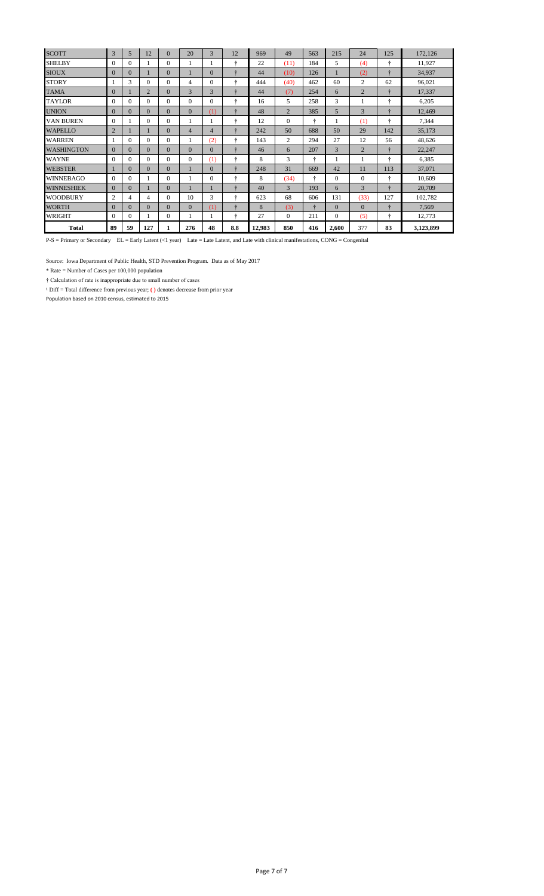| | | | | | | | | | | | | | | |
|---|---|---|---|---|---|---|---|---|---|---|---|---|---|---|
| SCOTT | 3 | 5 | 12 | 0 | 20 | 3 | 12 | 969 | 49 | 563 | 215 | 24 | 125 | 172,126 |
| SHELBY | 0 | 0 | 1 | 0 | 1 | 1 | † | 22 | (11) | 184 | 5 | (4) | † | 11,927 |
| SIOUX | 0 | 0 | 1 | 0 | 1 | 0 | † | 44 | (10) | 126 | 1 | (2) | † | 34,937 |
| STORY | 1 | 3 | 0 | 0 | 4 | 0 | † | 444 | (40) | 462 | 60 | 2 | 62 | 96,021 |
| TAMA | 0 | 1 | 2 | 0 | 3 | 3 | † | 44 | (7) | 254 | 6 | 2 | † | 17,337 |
| TAYLOR | 0 | 0 | 0 | 0 | 0 | 0 | † | 16 | 5 | 258 | 3 | 1 | † | 6,205 |
| UNION | 0 | 0 | 0 | 0 | 0 | (1) | † | 48 | 2 | 385 | 5 | 3 | † | 12,469 |
| VAN BUREN | 0 | 1 | 0 | 0 | 1 | 1 | † | 12 | 0 | † | 1 | (1) | † | 7,344 |
| WAPELLO | 2 | 1 | 1 | 0 | 4 | 4 | † | 242 | 50 | 688 | 50 | 29 | 142 | 35,173 |
| WARREN | 1 | 0 | 0 | 0 | 1 | (2) | † | 143 | 2 | 294 | 27 | 12 | 56 | 48,626 |
| WASHINGTON | 0 | 0 | 0 | 0 | 0 | 0 | † | 46 | 6 | 207 | 3 | 2 | † | 22,247 |
| WAYNE | 0 | 0 | 0 | 0 | 0 | (1) | † | 8 | 3 | † | 1 | 1 | † | 6,385 |
| WEBSTER | 1 | 0 | 0 | 0 | 1 | 0 | † | 248 | 31 | 669 | 42 | 11 | 113 | 37,071 |
| WINNEBAGO | 0 | 0 | 1 | 0 | 1 | 0 | † | 8 | (34) | † | 0 | 0 | † | 10,609 |
| WINNESHIEK | 0 | 0 | 1 | 0 | 1 | 1 | † | 40 | 3 | 193 | 6 | 3 | † | 20,709 |
| WOODBURY | 2 | 4 | 4 | 0 | 10 | 3 | † | 623 | 68 | 606 | 131 | (33) | 127 | 102,782 |
| WORTH | 0 | 0 | 0 | 0 | 0 | (1) | † | 8 | (3) | † | 0 | 0 | † | 7,569 |
| WRIGHT | 0 | 0 | 1 | 0 | 1 | 1 | † | 27 | 0 | 211 | 0 | (5) | † | 12,773 |
| **Total** | **89** | **59** | **127** | **1** | **276** | **48** | **8.8** | **12,983** | **850** | **416** | **2,600** | **377** | **83** | **3,123,899** |

P-S = Primary or Secondary    EL = Early Latent (<1 year)    Late = Late Latent, and Late with clinical manifestations, CONG = Congenital

Source: Iowa Department of Public Health, STD Prevention Program. Data as of May 2017

* Rate = Number of Cases per 100,000 population

† Calculation of rate is inappropriate due to small number of cases

[1] Diff = Total difference from previous year; ( ) denotes decrease from prior year

Population based on 2010 census, estimated to 2015